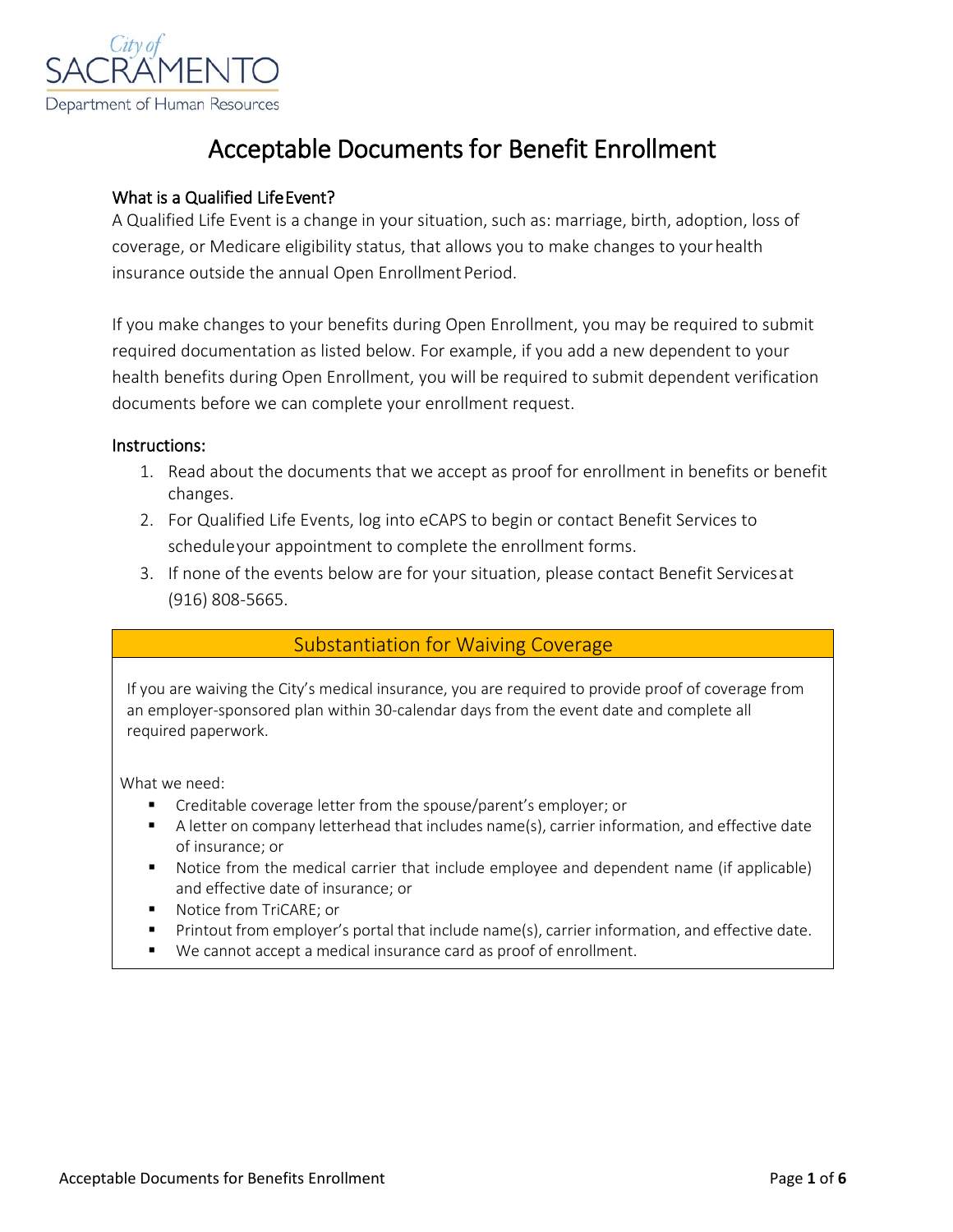City of SACRAMENTO
Department of Human Resources

# Acceptable Documents for Benefit Enrollment

### What is a Qualified Life Event?

A Qualified Life Event is a change in your situation, such as: marriage, birth, adoption, loss of coverage, or Medicare eligibility status, that allows you to make changes to your health insurance outside the annual Open Enrollment Period.

If you make changes to your benefits during Open Enrollment, you may be required to submit required documentation as listed below. For example, if you add a new dependent to your health benefits during Open Enrollment, you will be required to submit dependent verification documents before we can complete your enrollment request.

### Instructions:

1. Read about the documents that we accept as proof for enrollment in benefits or benefit changes.
2. For Qualified Life Events, log into eCAPS to begin or contact Benefit Services to schedule your appointment to complete the enrollment forms.
3. If none of the events below are for your situation, please contact Benefit Services at (916) 808-5665.

## Substantiation for Waiving Coverage

If you are waiving the City's medical insurance, you are required to provide proof of coverage from an employer-sponsored plan within 30-calendar days from the event date and complete all required paperwork.

What we need:

- Creditable coverage letter from the spouse/parent's employer; or
- A letter on company letterhead that includes name(s), carrier information, and effective date of insurance; or
- Notice from the medical carrier that include employee and dependent name (if applicable) and effective date of insurance; or
- Notice from TriCARE; or
- Printout from employer's portal that include name(s), carrier information, and effective date.
- We cannot accept a medical insurance card as proof of enrollment.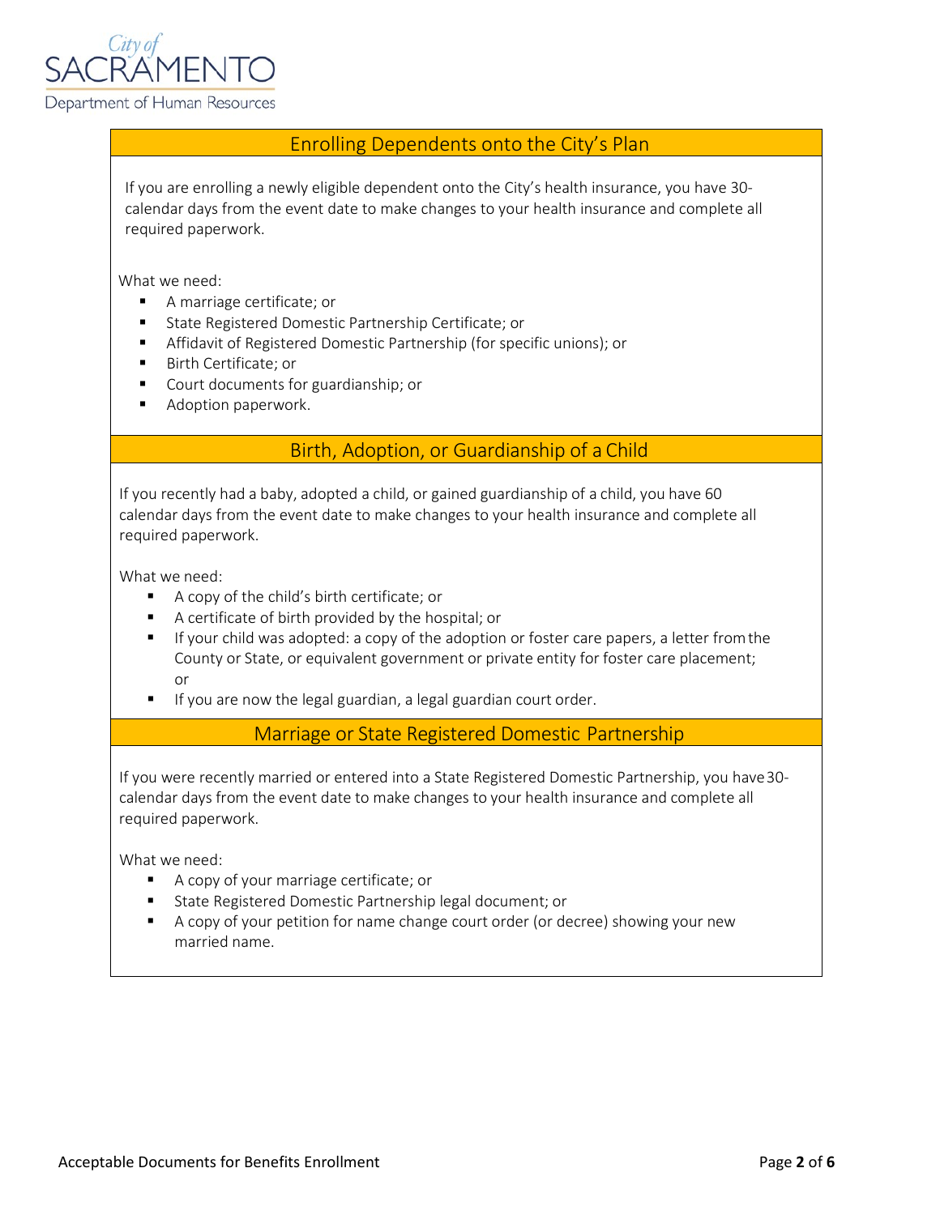## Enrolling Dependents onto the City's Plan

If you are enrolling a newly eligible dependent onto the City's health insurance, you have 30-calendar days from the event date to make changes to your health insurance and complete all required paperwork.

What we need:

- A marriage certificate; or
- State Registered Domestic Partnership Certificate; or
- Affidavit of Registered Domestic Partnership (for specific unions); or
- Birth Certificate; or
- Court documents for guardianship; or
- Adoption paperwork.

## Birth, Adoption, or Guardianship of a Child

If you recently had a baby, adopted a child, or gained guardianship of a child, you have 60 calendar days from the event date to make changes to your health insurance and complete all required paperwork.

What we need:

- A copy of the child's birth certificate; or
- A certificate of birth provided by the hospital; or
- If your child was adopted: a copy of the adoption or foster care papers, a letter from the County or State, or equivalent government or private entity for foster care placement; or
- If you are now the legal guardian, a legal guardian court order.

## Marriage or State Registered Domestic Partnership

If you were recently married or entered into a State Registered Domestic Partnership, you have 30-calendar days from the event date to make changes to your health insurance and complete all required paperwork.

What we need:

- A copy of your marriage certificate; or
- State Registered Domestic Partnership legal document; or
- A copy of your petition for name change court order (or decree) showing your new married name.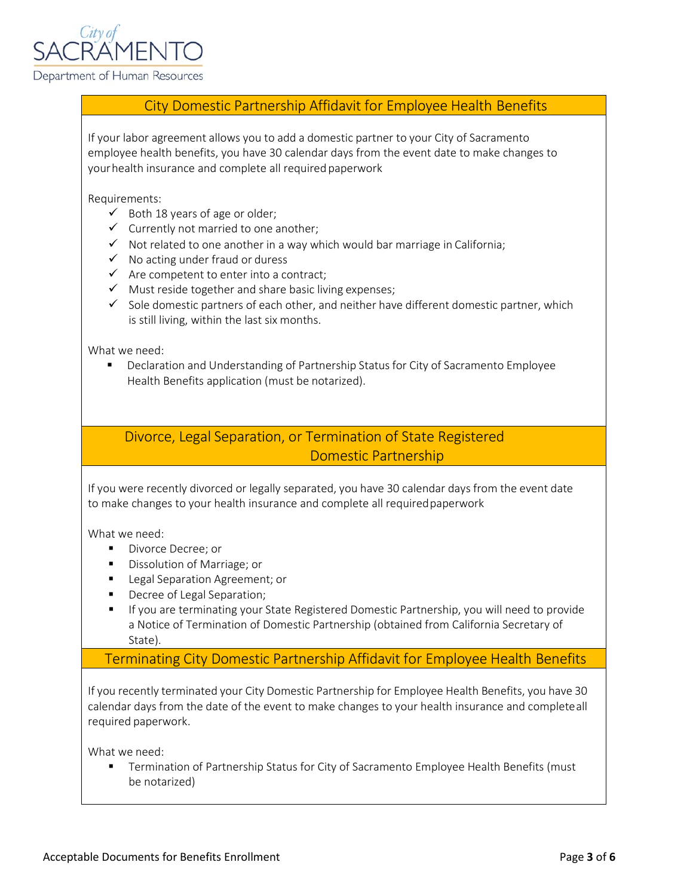City of SACRAMENTO

Department of Human Resources

## City Domestic Partnership Affidavit for Employee Health Benefits

If your labor agreement allows you to add a domestic partner to your City of Sacramento employee health benefits, you have 30 calendar days from the event date to make changes to your health insurance and complete all required paperwork

Requirements:

- ✓ Both 18 years of age or older;
- ✓ Currently not married to one another;
- ✓ Not related to one another in a way which would bar marriage in California;
- ✓ No acting under fraud or duress
- ✓ Are competent to enter into a contract;
- ✓ Must reside together and share basic living expenses;
- ✓ Sole domestic partners of each other, and neither have different domestic partner, which is still living, within the last six months.

What we need:

- Declaration and Understanding of Partnership Status for City of Sacramento Employee Health Benefits application (must be notarized).

## Divorce, Legal Separation, or Termination of State Registered Domestic Partnership

If you were recently divorced or legally separated, you have 30 calendar days from the event date to make changes to your health insurance and complete all required paperwork

What we need:

- Divorce Decree; or
- Dissolution of Marriage; or
- Legal Separation Agreement; or
- Decree of Legal Separation;
- If you are terminating your State Registered Domestic Partnership, you will need to provide a Notice of Termination of Domestic Partnership (obtained from California Secretary of State).

## Terminating City Domestic Partnership Affidavit for Employee Health Benefits

If you recently terminated your City Domestic Partnership for Employee Health Benefits, you have 30 calendar days from the date of the event to make changes to your health insurance and complete all required paperwork.

What we need:

- Termination of Partnership Status for City of Sacramento Employee Health Benefits (must be notarized)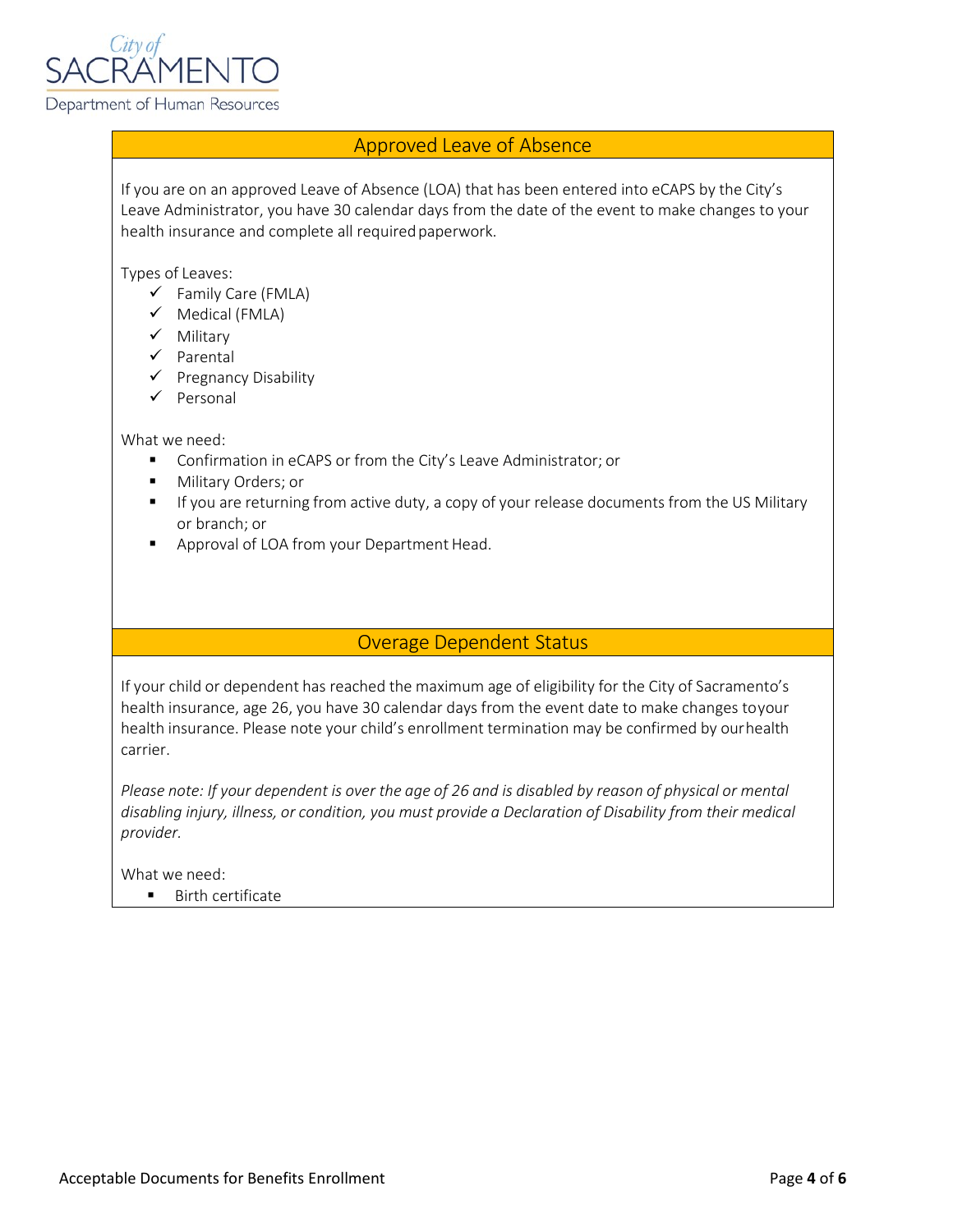City of SACRAMENTO
Department of Human Resources

## Approved Leave of Absence

If you are on an approved Leave of Absence (LOA) that has been entered into eCAPS by the City's Leave Administrator, you have 30 calendar days from the date of the event to make changes to your health insurance and complete all required paperwork.

Types of Leaves:

- ✓ Family Care (FMLA)
- ✓ Medical (FMLA)
- ✓ Military
- ✓ Parental
- ✓ Pregnancy Disability
- ✓ Personal

What we need:

- Confirmation in eCAPS or from the City's Leave Administrator; or
- Military Orders; or
- If you are returning from active duty, a copy of your release documents from the US Military or branch; or
- Approval of LOA from your Department Head.

## Overage Dependent Status

If your child or dependent has reached the maximum age of eligibility for the City of Sacramento's health insurance, age 26, you have 30 calendar days from the event date to make changes to your health insurance. Please note your child's enrollment termination may be confirmed by our health carrier.

*Please note: If your dependent is over the age of 26 and is disabled by reason of physical or mental disabling injury, illness, or condition, you must provide a Declaration of Disability from their medical provider.*

What we need:

- Birth certificate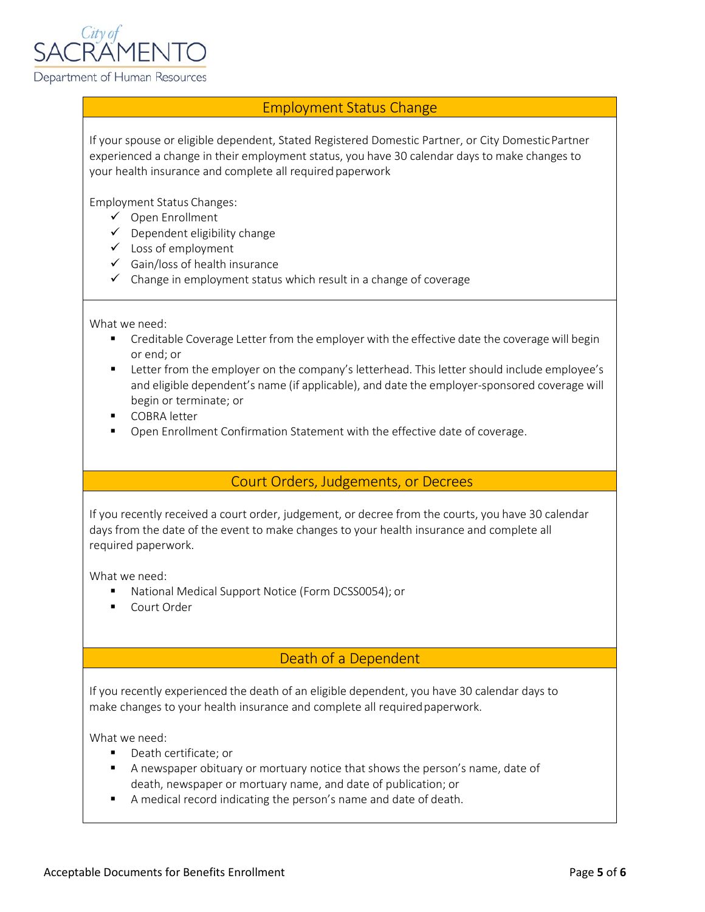## Employment Status Change

If your spouse or eligible dependent, Stated Registered Domestic Partner, or City Domestic Partner experienced a change in their employment status, you have 30 calendar days to make changes to your health insurance and complete all required paperwork

Employment Status Changes:

- ✓ Open Enrollment
- ✓ Dependent eligibility change
- ✓ Loss of employment
- ✓ Gain/loss of health insurance
- ✓ Change in employment status which result in a change of coverage

What we need:

- Creditable Coverage Letter from the employer with the effective date the coverage will begin or end; or
- Letter from the employer on the company's letterhead. This letter should include employee's and eligible dependent's name (if applicable), and date the employer-sponsored coverage will begin or terminate; or
- COBRA letter
- Open Enrollment Confirmation Statement with the effective date of coverage.

## Court Orders, Judgements, or Decrees

If you recently received a court order, judgement, or decree from the courts, you have 30 calendar days from the date of the event to make changes to your health insurance and complete all required paperwork.

What we need:

- National Medical Support Notice (Form DCSS0054); or
- Court Order

## Death of a Dependent

If you recently experienced the death of an eligible dependent, you have 30 calendar days to make changes to your health insurance and complete all required paperwork.

What we need:

- Death certificate; or
- A newspaper obituary or mortuary notice that shows the person's name, date of death, newspaper or mortuary name, and date of publication; or
- A medical record indicating the person's name and date of death.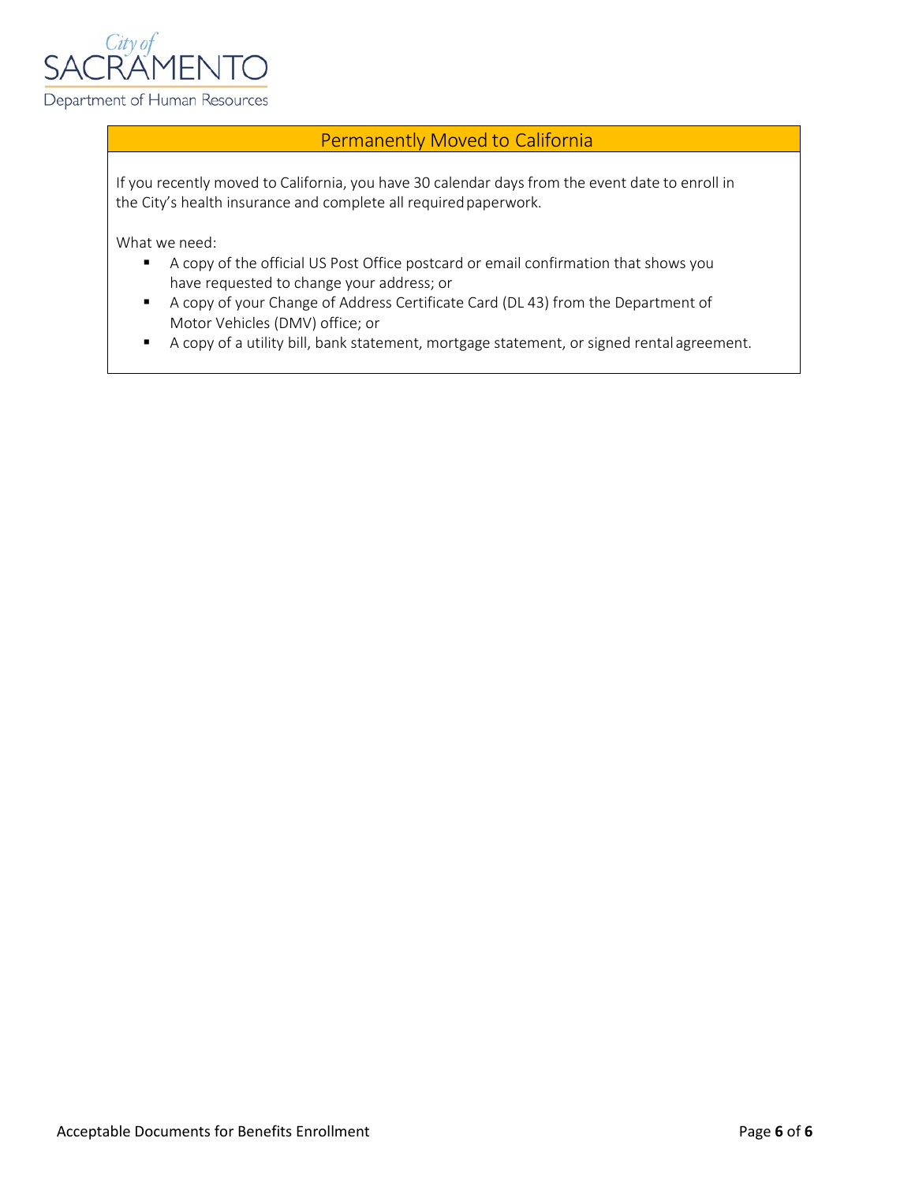## Permanently Moved to California

If you recently moved to California, you have 30 calendar days from the event date to enroll in the City's health insurance and complete all required paperwork.

What we need:

- A copy of the official US Post Office postcard or email confirmation that shows you have requested to change your address; or
- A copy of your Change of Address Certificate Card (DL 43) from the Department of Motor Vehicles (DMV) office; or
- A copy of a utility bill, bank statement, mortgage statement, or signed rental agreement.